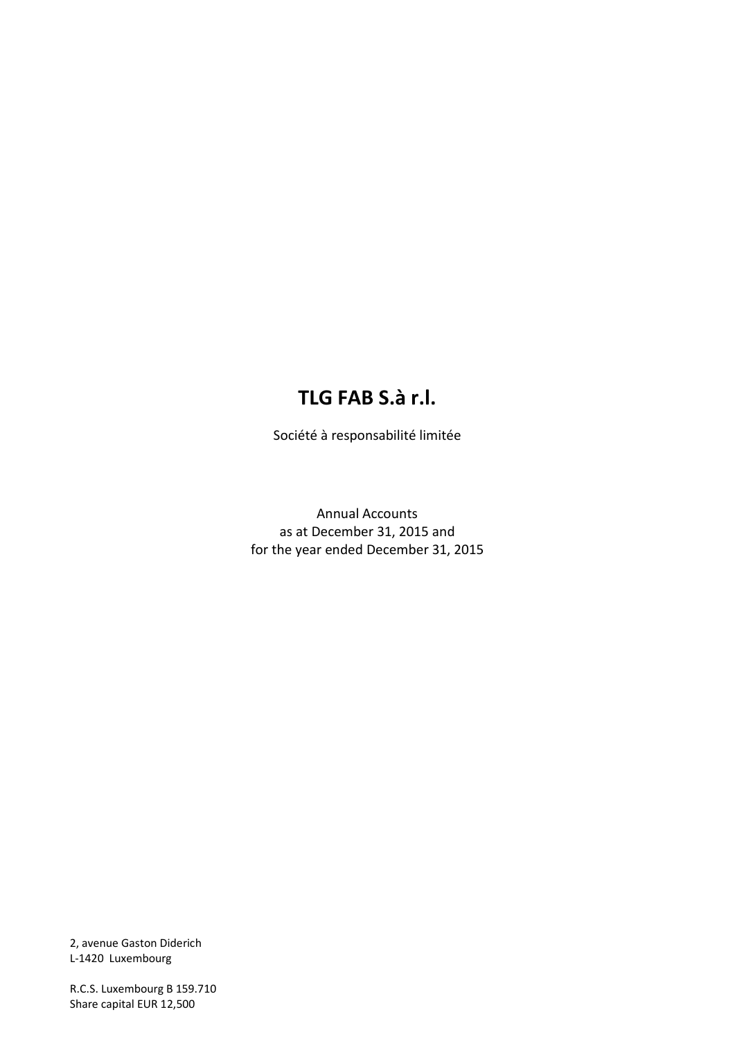# TLG FAB S.à r.l.

Société à responsabilité limitée

Annual Accounts
as at December 31, 2015 and
for the year ended December 31, 2015

2, avenue Gaston Diderich
L-1420 Luxembourg

R.C.S. Luxembourg B 159.710
Share capital EUR 12,500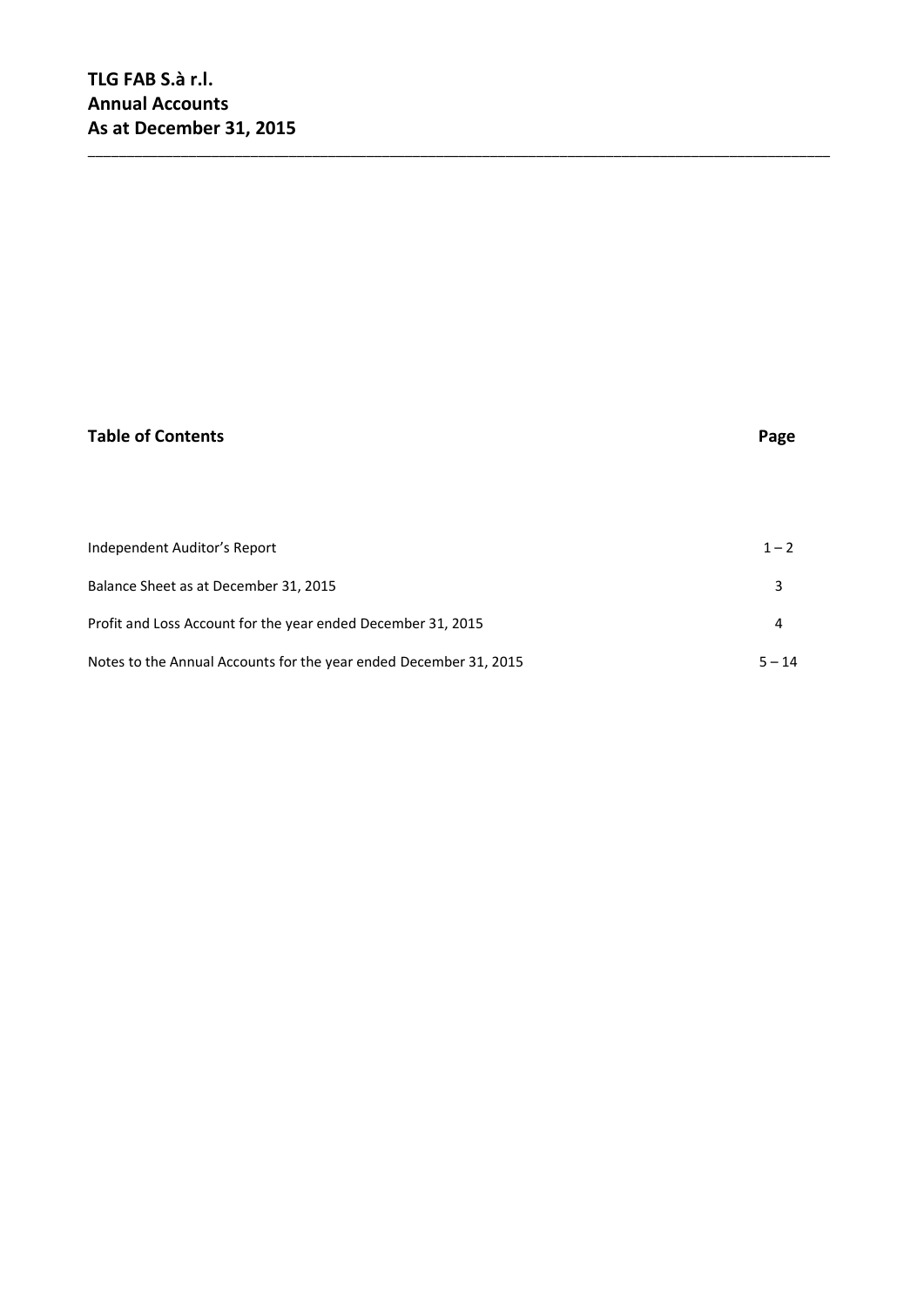**TLG FAB S.à r.l.**
**Annual Accounts**
**As at December 31, 2015**

---

| **Table of Contents** | **Page** |
|---|---|
| Independent Auditor's Report | 1 – 2 |
| Balance Sheet as at December 31, 2015 | 3 |
| Profit and Loss Account for the year ended December 31, 2015 | 4 |
| Notes to the Annual Accounts for the year ended December 31, 2015 | 5 – 14 |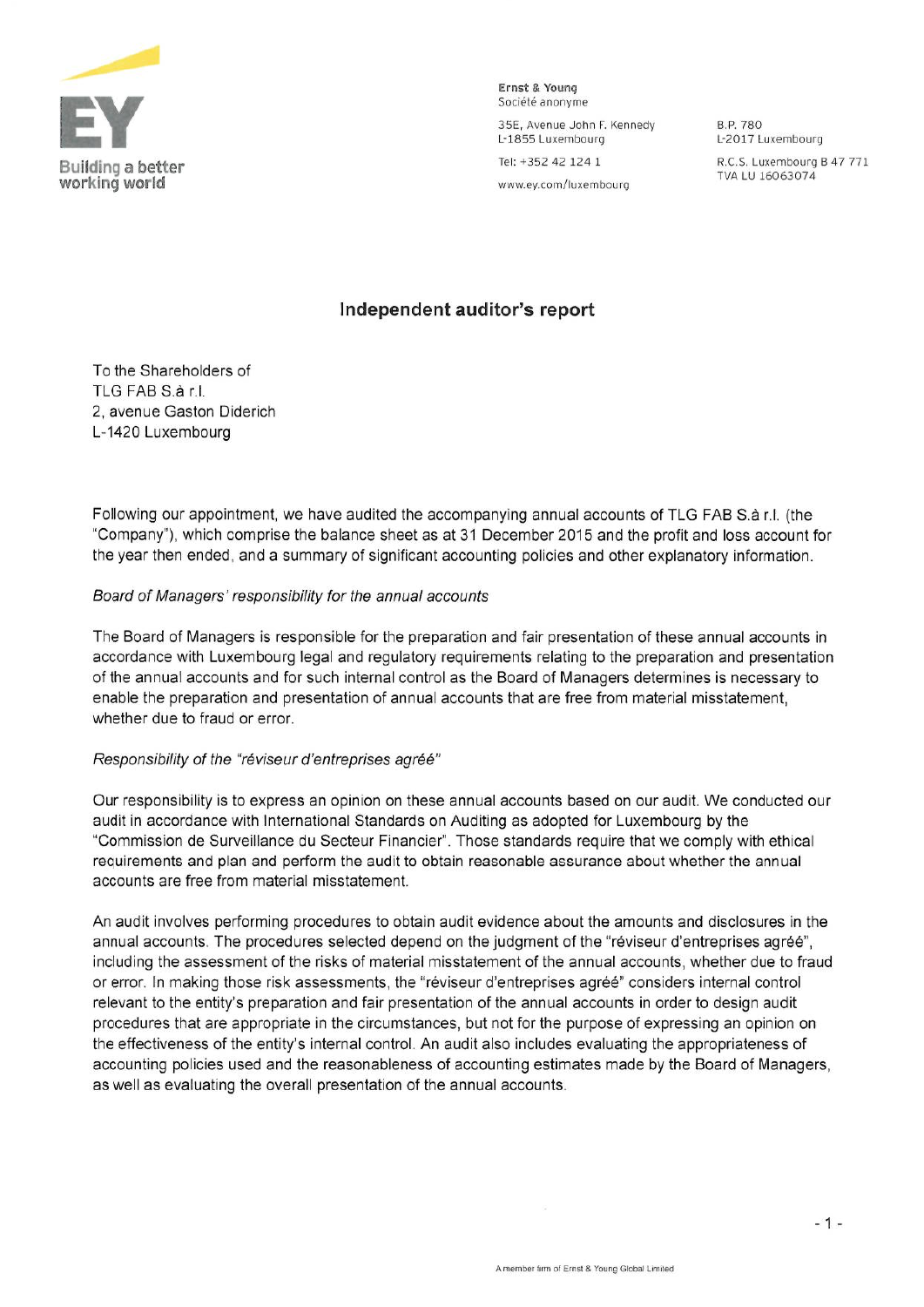Ernst & Young
Société anonyme

35E, Avenue John F. Kennedy
L-1855 Luxembourg

B.P. 780
L-2017 Luxembourg

Tel: +352 42 124 1

R.C.S. Luxembourg B 47 771
TVA LU 16063074

www.ey.com/luxembourg

## Independent auditor's report

To the Shareholders of
TLG FAB S.à r.l.
2, avenue Gaston Diderich
L-1420 Luxembourg

Following our appointment, we have audited the accompanying annual accounts of TLG FAB S.à r.l. (the "Company"), which comprise the balance sheet as at 31 December 2015 and the profit and loss account for the year then ended, and a summary of significant accounting policies and other explanatory information.

*Board of Managers' responsibility for the annual accounts*

The Board of Managers is responsible for the preparation and fair presentation of these annual accounts in accordance with Luxembourg legal and regulatory requirements relating to the preparation and presentation of the annual accounts and for such internal control as the Board of Managers determines is necessary to enable the preparation and presentation of annual accounts that are free from material misstatement, whether due to fraud or error.

*Responsibility of the "réviseur d'entreprises agréé"*

Our responsibility is to express an opinion on these annual accounts based on our audit. We conducted our audit in accordance with International Standards on Auditing as adopted for Luxembourg by the "Commission de Surveillance du Secteur Financier". Those standards require that we comply with ethical requirements and plan and perform the audit to obtain reasonable assurance about whether the annual accounts are free from material misstatement.

An audit involves performing procedures to obtain audit evidence about the amounts and disclosures in the annual accounts. The procedures selected depend on the judgment of the "réviseur d'entreprises agréé", including the assessment of the risks of material misstatement of the annual accounts, whether due to fraud or error. In making those risk assessments, the "réviseur d'entreprises agréé" considers internal control relevant to the entity's preparation and fair presentation of the annual accounts in order to design audit procedures that are appropriate in the circumstances, but not for the purpose of expressing an opinion on the effectiveness of the entity's internal control. An audit also includes evaluating the appropriateness of accounting policies used and the reasonableness of accounting estimates made by the Board of Managers, as well as evaluating the overall presentation of the annual accounts.

A member firm of Ernst & Young Global Limited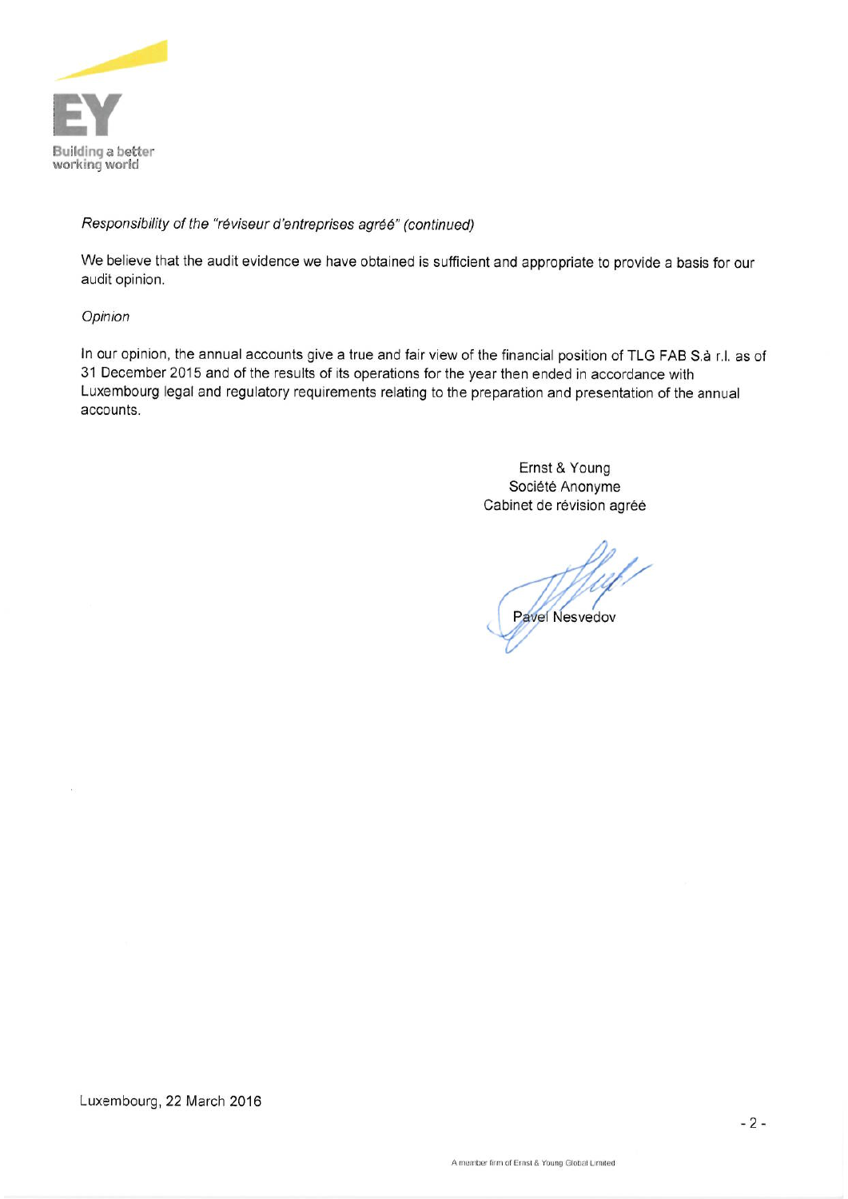*Responsibility of the "réviseur d'entreprises agréé" (continued)*

We believe that the audit evidence we have obtained is sufficient and appropriate to provide a basis for our audit opinion.

*Opinion*

In our opinion, the annual accounts give a true and fair view of the financial position of TLG FAB S.à r.l. as of 31 December 2015 and of the results of its operations for the year then ended in accordance with Luxembourg legal and regulatory requirements relating to the preparation and presentation of the annual accounts.

Ernst & Young
Société Anonyme
Cabinet de révision agréé

Pavel Nesvedov

Luxembourg, 22 March 2016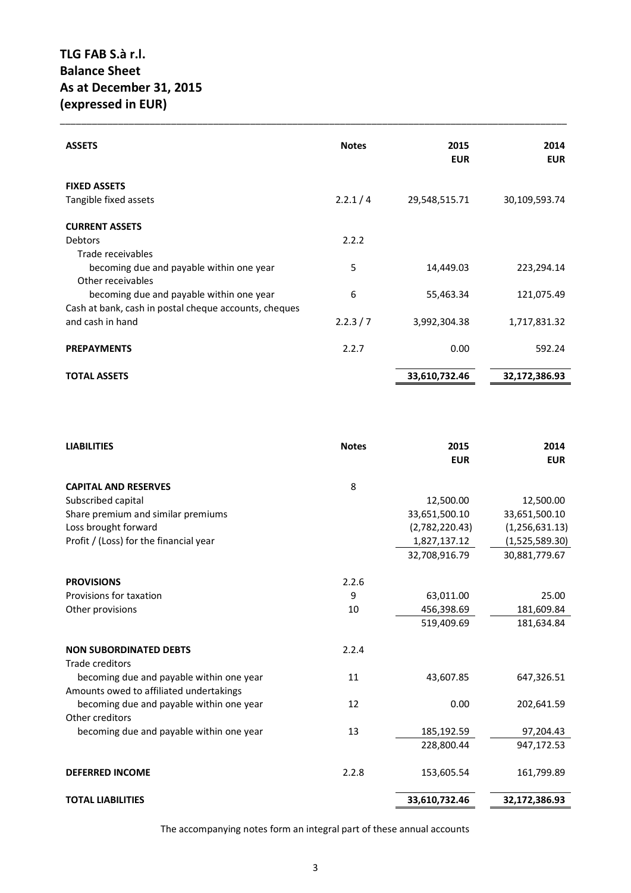# TLG FAB S.à r.l.
# Balance Sheet
# As at December 31, 2015
# (expressed in EUR)

| ASSETS | Notes | 2015 EUR | 2014 EUR |
|---|---|---|---|
| **FIXED ASSETS** | | | |
| Tangible fixed assets | 2.2.1 / 4 | 29,548,515.71 | 30,109,593.74 |
| **CURRENT ASSETS** | | | |
| Debtors | 2.2.2 | | |
| Trade receivables | | | |
| becoming due and payable within one year | 5 | 14,449.03 | 223,294.14 |
| Other receivables | | | |
| becoming due and payable within one year | 6 | 55,463.34 | 121,075.49 |
| Cash at bank, cash in postal cheque accounts, cheques and cash in hand | 2.2.3 / 7 | 3,992,304.38 | 1,717,831.32 |
| **PREPAYMENTS** | 2.2.7 | 0.00 | 592.24 |
| **TOTAL ASSETS** | | 33,610,732.46 | 32,172,386.93 |

| LIABILITIES | Notes | 2015 EUR | 2014 EUR |
|---|---|---|---|
| **CAPITAL AND RESERVES** | 8 | | |
| Subscribed capital | | 12,500.00 | 12,500.00 |
| Share premium and similar premiums | | 33,651,500.10 | 33,651,500.10 |
| Loss brought forward | | (2,782,220.43) | (1,256,631.13) |
| Profit / (Loss) for the financial year | | 1,827,137.12 | (1,525,589.30) |
| | | 32,708,916.79 | 30,881,779.67 |
| **PROVISIONS** | 2.2.6 | | |
| Provisions for taxation | 9 | 63,011.00 | 25.00 |
| Other provisions | 10 | 456,398.69 | 181,609.84 |
| | | 519,409.69 | 181,634.84 |
| **NON SUBORDINATED DEBTS** | 2.2.4 | | |
| Trade creditors | | | |
| becoming due and payable within one year | 11 | 43,607.85 | 647,326.51 |
| Amounts owed to affiliated undertakings | | | |
| becoming due and payable within one year | 12 | 0.00 | 202,641.59 |
| Other creditors | | | |
| becoming due and payable within one year | 13 | 185,192.59 | 97,204.43 |
| | | 228,800.44 | 947,172.53 |
| **DEFERRED INCOME** | 2.2.8 | 153,605.54 | 161,799.89 |
| **TOTAL LIABILITIES** | | 33,610,732.46 | 32,172,386.93 |

The accompanying notes form an integral part of these annual accounts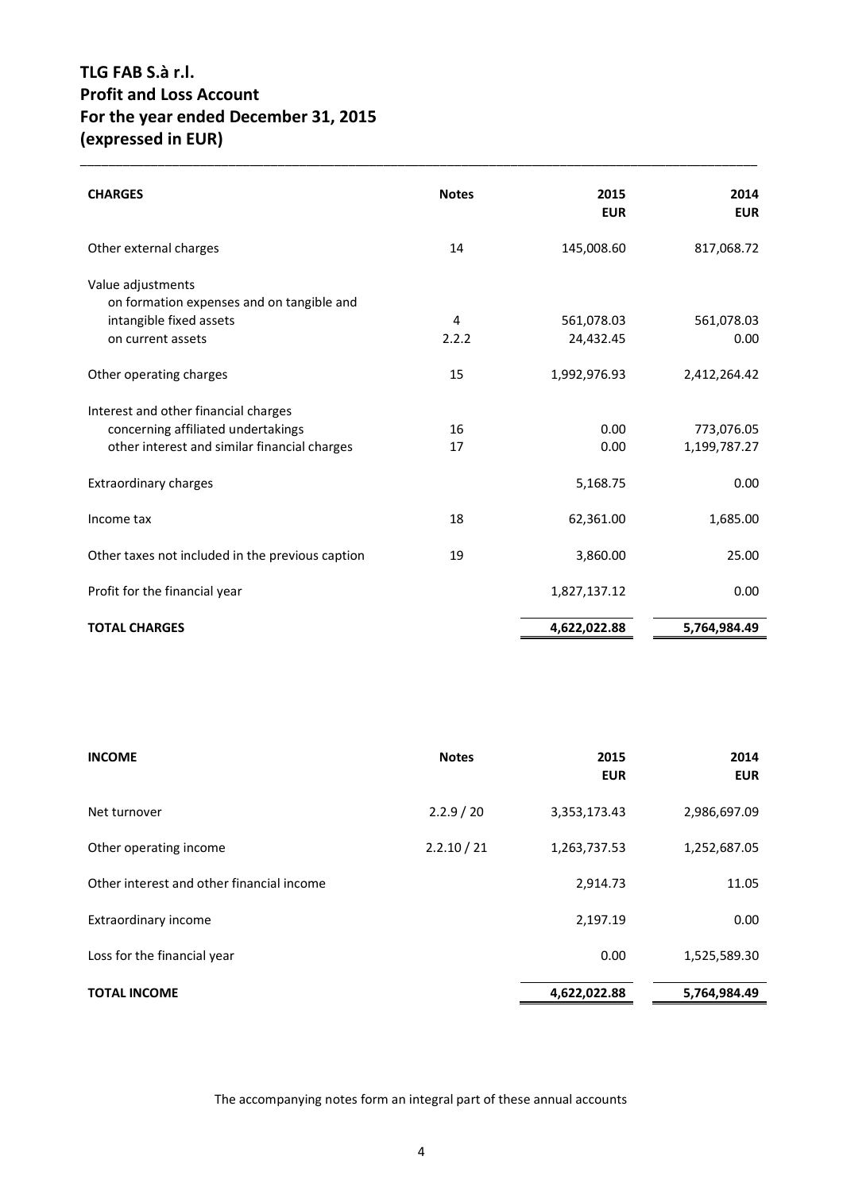# TLG FAB S.à r.l.
# Profit and Loss Account
# For the year ended December 31, 2015
# (expressed in EUR)

| CHARGES | Notes | 2015 EUR | 2014 EUR |
|---|---|---|---|
| Other external charges | 14 | 145,008.60 | 817,068.72 |
| Value adjustments | | | |
| on formation expenses and on tangible and intangible fixed assets | 4 | 561,078.03 | 561,078.03 |
| on current assets | 2.2.2 | 24,432.45 | 0.00 |
| Other operating charges | 15 | 1,992,976.93 | 2,412,264.42 |
| Interest and other financial charges | | | |
| concerning affiliated undertakings | 16 | 0.00 | 773,076.05 |
| other interest and similar financial charges | 17 | 0.00 | 1,199,787.27 |
| Extraordinary charges | | 5,168.75 | 0.00 |
| Income tax | 18 | 62,361.00 | 1,685.00 |
| Other taxes not included in the previous caption | 19 | 3,860.00 | 25.00 |
| Profit for the financial year | | 1,827,137.12 | 0.00 |
| **TOTAL CHARGES** | | **4,622,022.88** | **5,764,984.49** |

| INCOME | Notes | 2015 EUR | 2014 EUR |
|---|---|---|---|
| Net turnover | 2.2.9 / 20 | 3,353,173.43 | 2,986,697.09 |
| Other operating income | 2.2.10 / 21 | 1,263,737.53 | 1,252,687.05 |
| Other interest and other financial income | | 2,914.73 | 11.05 |
| Extraordinary income | | 2,197.19 | 0.00 |
| Loss for the financial year | | 0.00 | 1,525,589.30 |
| **TOTAL INCOME** | | **4,622,022.88** | **5,764,984.49** |

The accompanying notes form an integral part of these annual accounts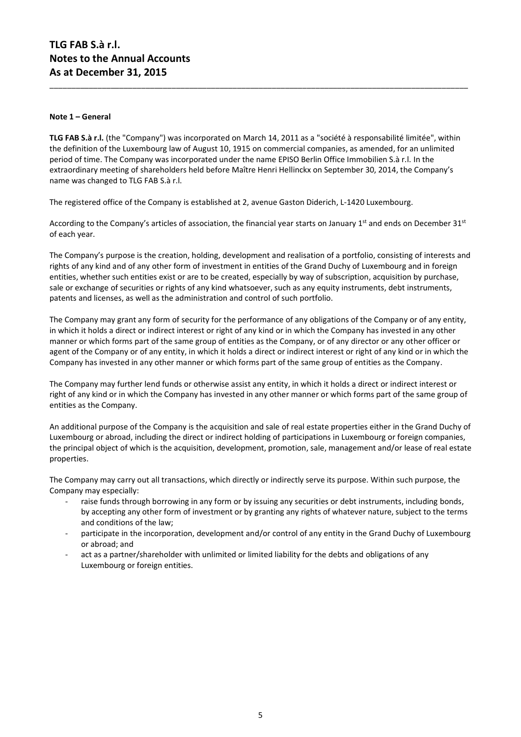## Note 1 – General

**TLG FAB S.à r.l.** (the "Company") was incorporated on March 14, 2011 as a "société à responsabilité limitée", within the definition of the Luxembourg law of August 10, 1915 on commercial companies, as amended, for an unlimited period of time. The Company was incorporated under the name EPISO Berlin Office Immobilien S.à r.l. In the extraordinary meeting of shareholders held before Maître Henri Hellinckx on September 30, 2014, the Company's name was changed to TLG FAB S.à r.l.

The registered office of the Company is established at 2, avenue Gaston Diderich, L-1420 Luxembourg.

According to the Company's articles of association, the financial year starts on January 1st and ends on December 31st of each year.

The Company's purpose is the creation, holding, development and realisation of a portfolio, consisting of interests and rights of any kind and of any other form of investment in entities of the Grand Duchy of Luxembourg and in foreign entities, whether such entities exist or are to be created, especially by way of subscription, acquisition by purchase, sale or exchange of securities or rights of any kind whatsoever, such as any equity instruments, debt instruments, patents and licenses, as well as the administration and control of such portfolio.

The Company may grant any form of security for the performance of any obligations of the Company or of any entity, in which it holds a direct or indirect interest or right of any kind or in which the Company has invested in any other manner or which forms part of the same group of entities as the Company, or of any director or any other officer or agent of the Company or of any entity, in which it holds a direct or indirect interest or right of any kind or in which the Company has invested in any other manner or which forms part of the same group of entities as the Company.

The Company may further lend funds or otherwise assist any entity, in which it holds a direct or indirect interest or right of any kind or in which the Company has invested in any other manner or which forms part of the same group of entities as the Company.

An additional purpose of the Company is the acquisition and sale of real estate properties either in the Grand Duchy of Luxembourg or abroad, including the direct or indirect holding of participations in Luxembourg or foreign companies, the principal object of which is the acquisition, development, promotion, sale, management and/or lease of real estate properties.

The Company may carry out all transactions, which directly or indirectly serve its purpose. Within such purpose, the Company may especially:

- raise funds through borrowing in any form or by issuing any securities or debt instruments, including bonds, by accepting any other form of investment or by granting any rights of whatever nature, subject to the terms and conditions of the law;
- participate in the incorporation, development and/or control of any entity in the Grand Duchy of Luxembourg or abroad; and
- act as a partner/shareholder with unlimited or limited liability for the debts and obligations of any Luxembourg or foreign entities.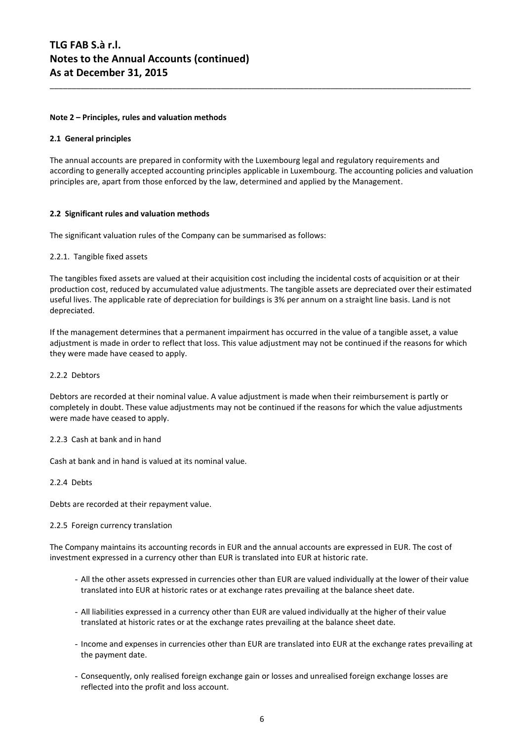## Note 2 – Principles, rules and valuation methods

### 2.1 General principles

The annual accounts are prepared in conformity with the Luxembourg legal and regulatory requirements and according to generally accepted accounting principles applicable in Luxembourg. The accounting policies and valuation principles are, apart from those enforced by the law, determined and applied by the Management.

### 2.2 Significant rules and valuation methods

The significant valuation rules of the Company can be summarised as follows:

2.2.1. Tangible fixed assets

The tangibles fixed assets are valued at their acquisition cost including the incidental costs of acquisition or at their production cost, reduced by accumulated value adjustments. The tangible assets are depreciated over their estimated useful lives. The applicable rate of depreciation for buildings is 3% per annum on a straight line basis. Land is not depreciated.

If the management determines that a permanent impairment has occurred in the value of a tangible asset, a value adjustment is made in order to reflect that loss. This value adjustment may not be continued if the reasons for which they were made have ceased to apply.

2.2.2 Debtors

Debtors are recorded at their nominal value. A value adjustment is made when their reimbursement is partly or completely in doubt. These value adjustments may not be continued if the reasons for which the value adjustments were made have ceased to apply.

2.2.3 Cash at bank and in hand

Cash at bank and in hand is valued at its nominal value.

2.2.4 Debts

Debts are recorded at their repayment value.

2.2.5 Foreign currency translation

The Company maintains its accounting records in EUR and the annual accounts are expressed in EUR. The cost of investment expressed in a currency other than EUR is translated into EUR at historic rate.

- All the other assets expressed in currencies other than EUR are valued individually at the lower of their value translated into EUR at historic rates or at exchange rates prevailing at the balance sheet date.
- All liabilities expressed in a currency other than EUR are valued individually at the higher of their value translated at historic rates or at the exchange rates prevailing at the balance sheet date.
- Income and expenses in currencies other than EUR are translated into EUR at the exchange rates prevailing at the payment date.
- Consequently, only realised foreign exchange gain or losses and unrealised foreign exchange losses are reflected into the profit and loss account.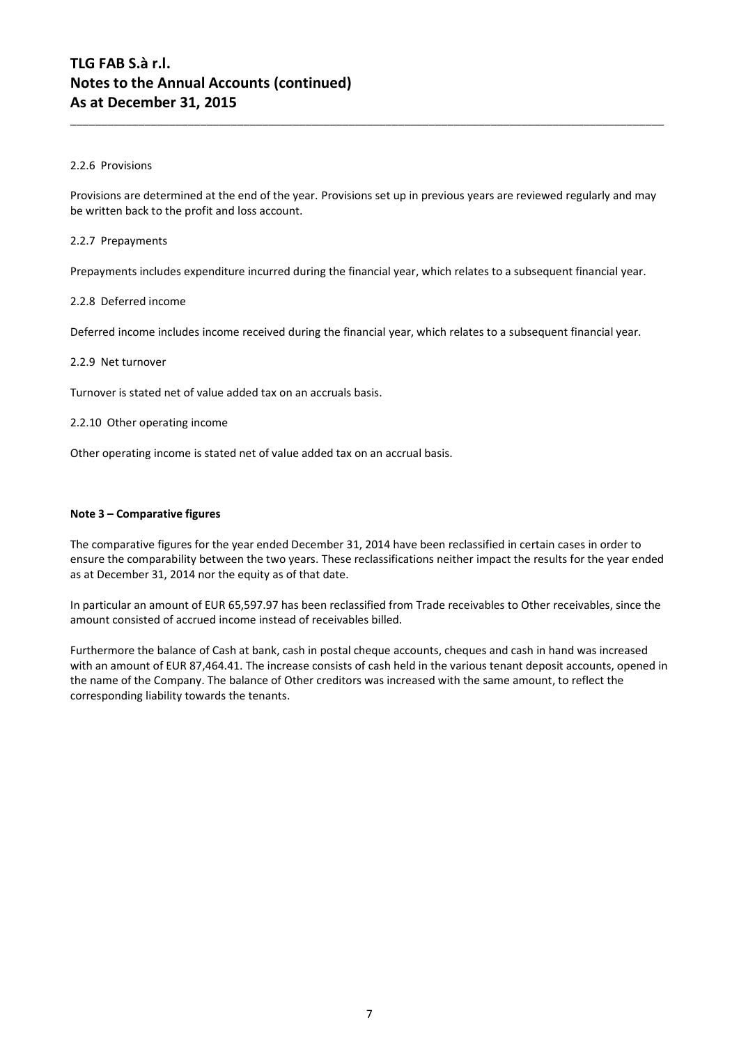2.2.6 Provisions

Provisions are determined at the end of the year. Provisions set up in previous years are reviewed regularly and may be written back to the profit and loss account.

2.2.7 Prepayments

Prepayments includes expenditure incurred during the financial year, which relates to a subsequent financial year.

2.2.8 Deferred income

Deferred income includes income received during the financial year, which relates to a subsequent financial year.

2.2.9 Net turnover

Turnover is stated net of value added tax on an accruals basis.

2.2.10 Other operating income

Other operating income is stated net of value added tax on an accrual basis.

**Note 3 – Comparative figures**

The comparative figures for the year ended December 31, 2014 have been reclassified in certain cases in order to ensure the comparability between the two years. These reclassifications neither impact the results for the year ended as at December 31, 2014 nor the equity as of that date.

In particular an amount of EUR 65,597.97 has been reclassified from Trade receivables to Other receivables, since the amount consisted of accrued income instead of receivables billed.

Furthermore the balance of Cash at bank, cash in postal cheque accounts, cheques and cash in hand was increased with an amount of EUR 87,464.41. The increase consists of cash held in the various tenant deposit accounts, opened in the name of the Company. The balance of Other creditors was increased with the same amount, to reflect the corresponding liability towards the tenants.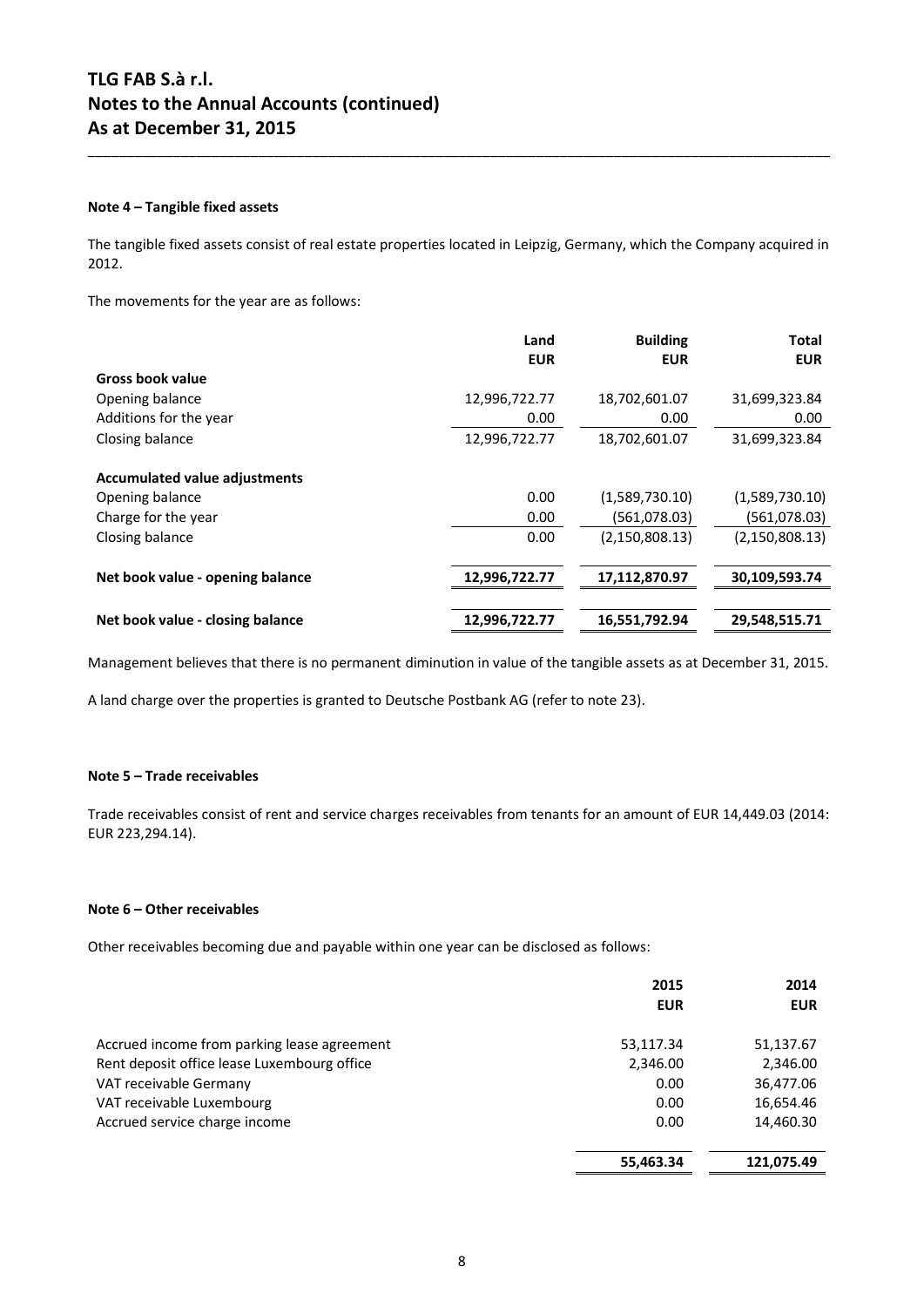# TLG FAB S.à r.l.
# Notes to the Annual Accounts (continued)
# As at December 31, 2015

### Note 4 – Tangible fixed assets

The tangible fixed assets consist of real estate properties located in Leipzig, Germany, which the Company acquired in 2012.

The movements for the year are as follows:

| | Land EUR | Building EUR | Total EUR |
|---|---|---|---|
| **Gross book value** | | | |
| Opening balance | 12,996,722.77 | 18,702,601.07 | 31,699,323.84 |
| Additions for the year | 0.00 | 0.00 | 0.00 |
| Closing balance | 12,996,722.77 | 18,702,601.07 | 31,699,323.84 |
| **Accumulated value adjustments** | | | |
| Opening balance | 0.00 | (1,589,730.10) | (1,589,730.10) |
| Charge for the year | 0.00 | (561,078.03) | (561,078.03) |
| Closing balance | 0.00 | (2,150,808.13) | (2,150,808.13) |
| **Net book value - opening balance** | **12,996,722.77** | **17,112,870.97** | **30,109,593.74** |
| **Net book value - closing balance** | **12,996,722.77** | **16,551,792.94** | **29,548,515.71** |

Management believes that there is no permanent diminution in value of the tangible assets as at December 31, 2015.

A land charge over the properties is granted to Deutsche Postbank AG (refer to note 23).

### Note 5 – Trade receivables

Trade receivables consist of rent and service charges receivables from tenants for an amount of EUR 14,449.03 (2014: EUR 223,294.14).

### Note 6 – Other receivables

Other receivables becoming due and payable within one year can be disclosed as follows:

| | 2015 EUR | 2014 EUR |
|---|---|---|
| Accrued income from parking lease agreement | 53,117.34 | 51,137.67 |
| Rent deposit office lease Luxembourg office | 2,346.00 | 2,346.00 |
| VAT receivable Germany | 0.00 | 36,477.06 |
| VAT receivable Luxembourg | 0.00 | 16,654.46 |
| Accrued service charge income | 0.00 | 14,460.30 |
| | **55,463.34** | **121,075.49** |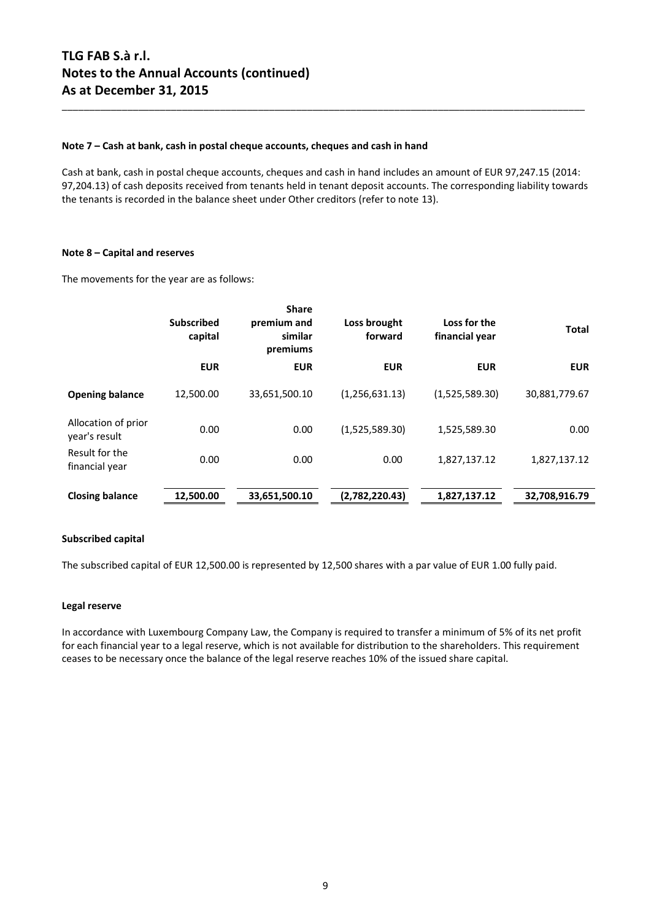# TLG FAB S.à r.l.
# Notes to the Annual Accounts (continued)
# As at December 31, 2015

**Note 7 – Cash at bank, cash in postal cheque accounts, cheques and cash in hand**

Cash at bank, cash in postal cheque accounts, cheques and cash in hand includes an amount of EUR 97,247.15 (2014: 97,204.13) of cash deposits received from tenants held in tenant deposit accounts. The corresponding liability towards the tenants is recorded in the balance sheet under Other creditors (refer to note 13).

**Note 8 – Capital and reserves**

The movements for the year are as follows:

| | Subscribed capital | Share premium and similar premiums | Loss brought forward | Loss for the financial year | Total |
|---|---|---|---|---|---|
| | EUR | EUR | EUR | EUR | EUR |
| **Opening balance** | 12,500.00 | 33,651,500.10 | (1,256,631.13) | (1,525,589.30) | 30,881,779.67 |
| Allocation of prior year's result | 0.00 | 0.00 | (1,525,589.30) | 1,525,589.30 | 0.00 |
| Result for the financial year | 0.00 | 0.00 | 0.00 | 1,827,137.12 | 1,827,137.12 |
| **Closing balance** | **12,500.00** | **33,651,500.10** | **(2,782,220.43)** | **1,827,137.12** | **32,708,916.79** |

**Subscribed capital**

The subscribed capital of EUR 12,500.00 is represented by 12,500 shares with a par value of EUR 1.00 fully paid.

**Legal reserve**

In accordance with Luxembourg Company Law, the Company is required to transfer a minimum of 5% of its net profit for each financial year to a legal reserve, which is not available for distribution to the shareholders. This requirement ceases to be necessary once the balance of the legal reserve reaches 10% of the issued share capital.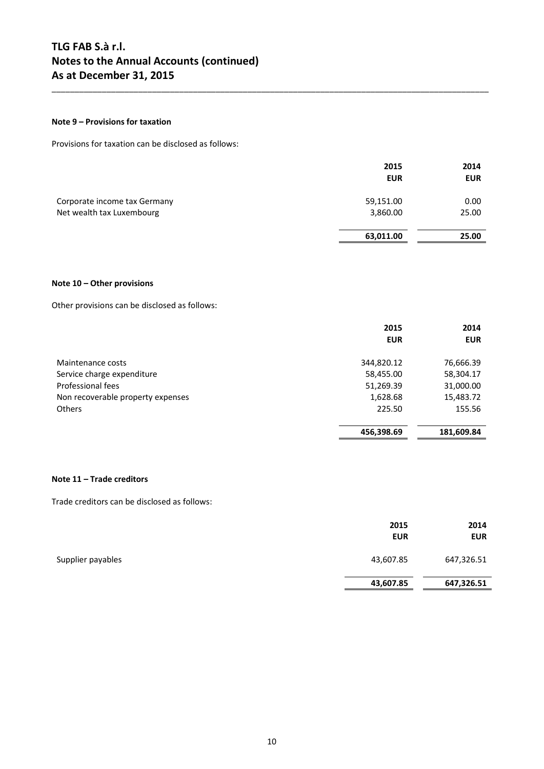# TLG FAB S.à r.l.
# Notes to the Annual Accounts (continued)
# As at December 31, 2015

### Note 9 – Provisions for taxation

Provisions for taxation can be disclosed as follows:

| | 2015 EUR | 2014 EUR |
|---|---|---|
| Corporate income tax Germany | 59,151.00 | 0.00 |
| Net wealth tax Luxembourg | 3,860.00 | 25.00 |
| | **63,011.00** | **25.00** |

### Note 10 – Other provisions

Other provisions can be disclosed as follows:

| | 2015 EUR | 2014 EUR |
|---|---|---|
| Maintenance costs | 344,820.12 | 76,666.39 |
| Service charge expenditure | 58,455.00 | 58,304.17 |
| Professional fees | 51,269.39 | 31,000.00 |
| Non recoverable property expenses | 1,628.68 | 15,483.72 |
| Others | 225.50 | 155.56 |
| | **456,398.69** | **181,609.84** |

### Note 11 – Trade creditors

Trade creditors can be disclosed as follows:

| | 2015 EUR | 2014 EUR |
|---|---|---|
| Supplier payables | 43,607.85 | 647,326.51 |
| | **43,607.85** | **647,326.51** |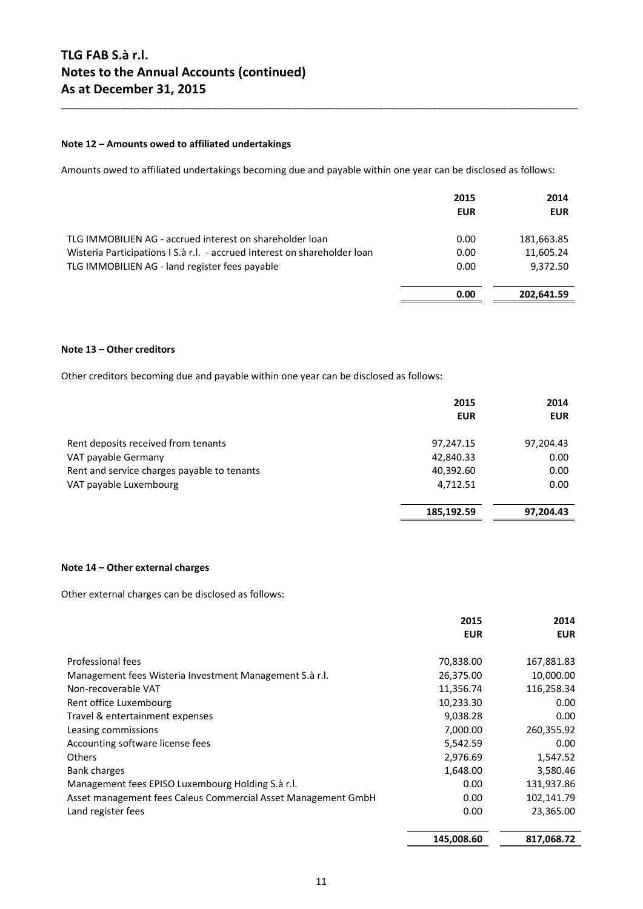# TLG FAB S.à r.l.
# Notes to the Annual Accounts (continued)
# As at December 31, 2015

### Note 12 – Amounts owed to affiliated undertakings

Amounts owed to affiliated undertakings becoming due and payable within one year can be disclosed as follows:

| | 2015<br>EUR | 2014<br>EUR |
|---|---|---|
| TLG IMMOBILIEN AG - accrued interest on shareholder loan | 0.00 | 181,663.85 |
| Wisteria Participations I S.à r.l. - accrued interest on shareholder loan | 0.00 | 11,605.24 |
| TLG IMMOBILIEN AG - land register fees payable | 0.00 | 9,372.50 |
| | **0.00** | **202,641.59** |

### Note 13 – Other creditors

Other creditors becoming due and payable within one year can be disclosed as follows:

| | 2015<br>EUR | 2014<br>EUR |
|---|---|---|
| Rent deposits received from tenants | 97,247.15 | 97,204.43 |
| VAT payable Germany | 42,840.33 | 0.00 |
| Rent and service charges payable to tenants | 40,392.60 | 0.00 |
| VAT payable Luxembourg | 4,712.51 | 0.00 |
| | **185,192.59** | **97,204.43** |

### Note 14 – Other external charges

Other external charges can be disclosed as follows:

| | 2015<br>EUR | 2014<br>EUR |
|---|---|---|
| Professional fees | 70,838.00 | 167,881.83 |
| Management fees Wisteria Investment Management S.à r.l. | 26,375.00 | 10,000.00 |
| Non-recoverable VAT | 11,356.74 | 116,258.34 |
| Rent office Luxembourg | 10,233.30 | 0.00 |
| Travel & entertainment expenses | 9,038.28 | 0.00 |
| Leasing commissions | 7,000.00 | 260,355.92 |
| Accounting software license fees | 5,542.59 | 0.00 |
| Others | 2,976.69 | 1,547.52 |
| Bank charges | 1,648.00 | 3,580.46 |
| Management fees EPISO Luxembourg Holding S.à r.l. | 0.00 | 131,937.86 |
| Asset management fees Caleus Commercial Asset Management GmbH | 0.00 | 102,141.79 |
| Land register fees | 0.00 | 23,365.00 |
| | **145,008.60** | **817,068.72** |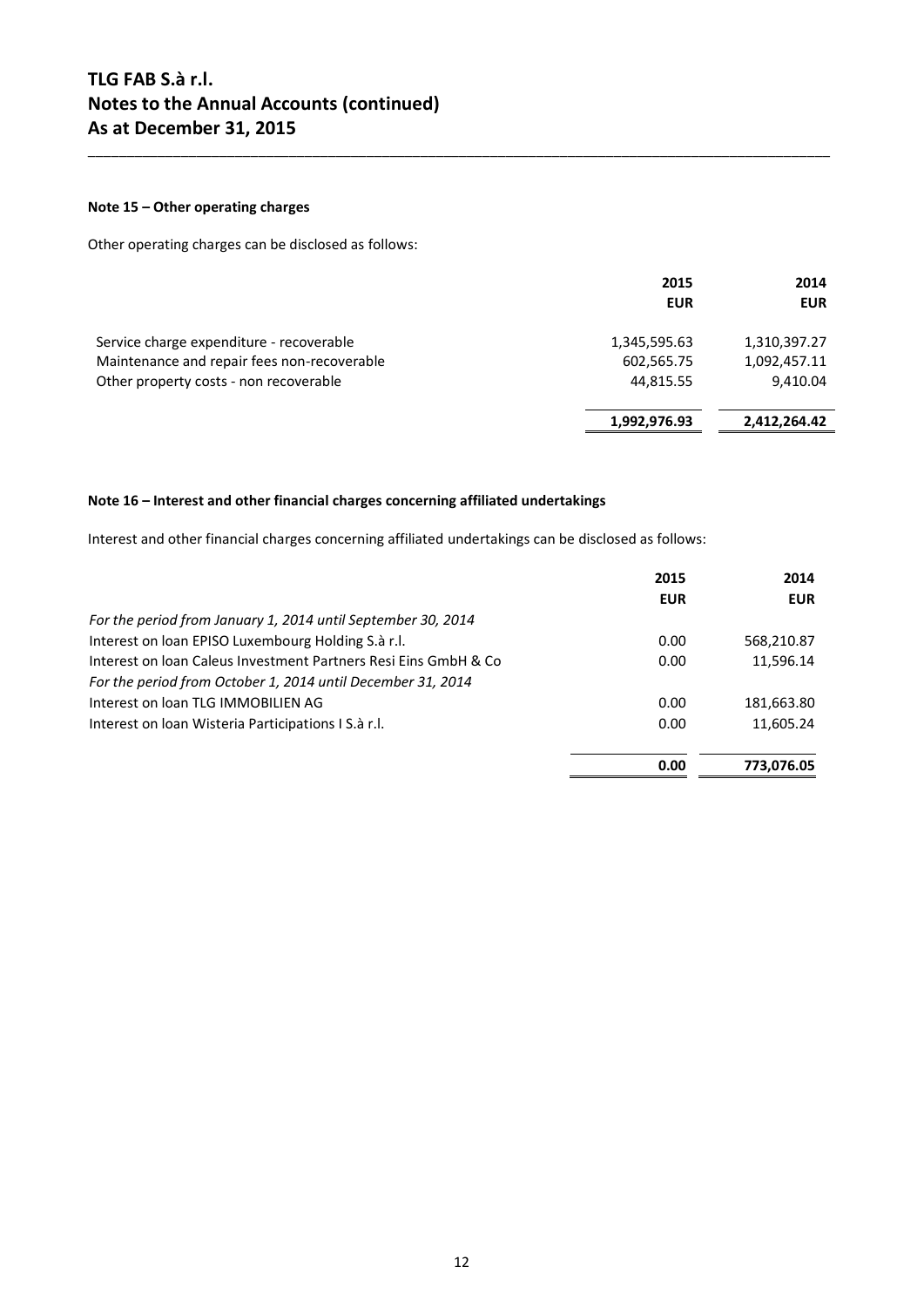# TLG FAB S.à r.l.
# Notes to the Annual Accounts (continued)
# As at December 31, 2015

**Note 15 – Other operating charges**

Other operating charges can be disclosed as follows:

| | 2015 EUR | 2014 EUR |
|---|---|---|
| Service charge expenditure - recoverable | 1,345,595.63 | 1,310,397.27 |
| Maintenance and repair fees non-recoverable | 602,565.75 | 1,092,457.11 |
| Other property costs - non recoverable | 44,815.55 | 9,410.04 |
| | **1,992,976.93** | **2,412,264.42** |

**Note 16 – Interest and other financial charges concerning affiliated undertakings**

Interest and other financial charges concerning affiliated undertakings can be disclosed as follows:

| | 2015 EUR | 2014 EUR |
|---|---|---|
| *For the period from January 1, 2014 until September 30, 2014* | | |
| Interest on loan EPISO Luxembourg Holding S.à r.l. | 0.00 | 568,210.87 |
| Interest on loan Caleus Investment Partners Resi Eins GmbH & Co | 0.00 | 11,596.14 |
| *For the period from October 1, 2014 until December 31, 2014* | | |
| Interest on loan TLG IMMOBILIEN AG | 0.00 | 181,663.80 |
| Interest on loan Wisteria Participations I S.à r.l. | 0.00 | 11,605.24 |
| | **0.00** | **773,076.05** |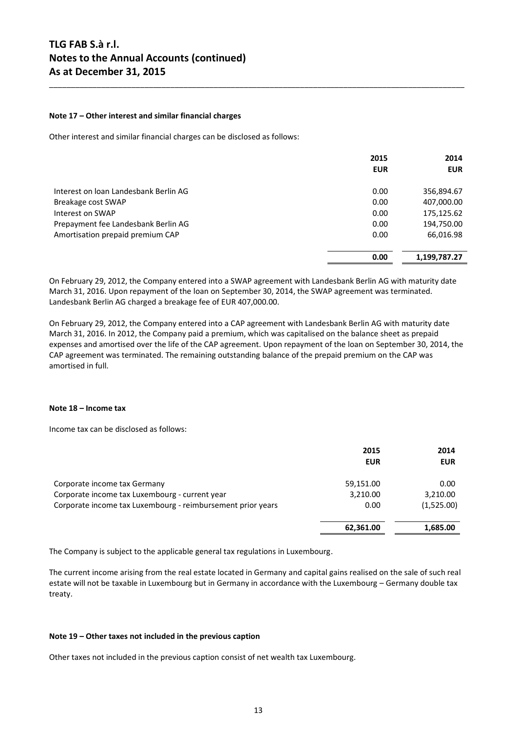# TLG FAB S.à r.l.
# Notes to the Annual Accounts (continued)
# As at December 31, 2015

### Note 17 – Other interest and similar financial charges

Other interest and similar financial charges can be disclosed as follows:

| | 2015<br>EUR | 2014<br>EUR |
|---|---|---|
| Interest on loan Landesbank Berlin AG | 0.00 | 356,894.67 |
| Breakage cost SWAP | 0.00 | 407,000.00 |
| Interest on SWAP | 0.00 | 175,125.62 |
| Prepayment fee Landesbank Berlin AG | 0.00 | 194,750.00 |
| Amortisation prepaid premium CAP | 0.00 | 66,016.98 |
| | **0.00** | **1,199,787.27** |

On February 29, 2012, the Company entered into a SWAP agreement with Landesbank Berlin AG with maturity date March 31, 2016. Upon repayment of the loan on September 30, 2014, the SWAP agreement was terminated. Landesbank Berlin AG charged a breakage fee of EUR 407,000.00.

On February 29, 2012, the Company entered into a CAP agreement with Landesbank Berlin AG with maturity date March 31, 2016. In 2012, the Company paid a premium, which was capitalised on the balance sheet as prepaid expenses and amortised over the life of the CAP agreement. Upon repayment of the loan on September 30, 2014, the CAP agreement was terminated. The remaining outstanding balance of the prepaid premium on the CAP was amortised in full.

### Note 18 – Income tax

Income tax can be disclosed as follows:

| | 2015<br>EUR | 2014<br>EUR |
|---|---|---|
| Corporate income tax Germany | 59,151.00 | 0.00 |
| Corporate income tax Luxembourg - current year | 3,210.00 | 3,210.00 |
| Corporate income tax Luxembourg - reimbursement prior years | 0.00 | (1,525.00) |
| | **62,361.00** | **1,685.00** |

The Company is subject to the applicable general tax regulations in Luxembourg.

The current income arising from the real estate located in Germany and capital gains realised on the sale of such real estate will not be taxable in Luxembourg but in Germany in accordance with the Luxembourg – Germany double tax treaty.

### Note 19 – Other taxes not included in the previous caption

Other taxes not included in the previous caption consist of net wealth tax Luxembourg.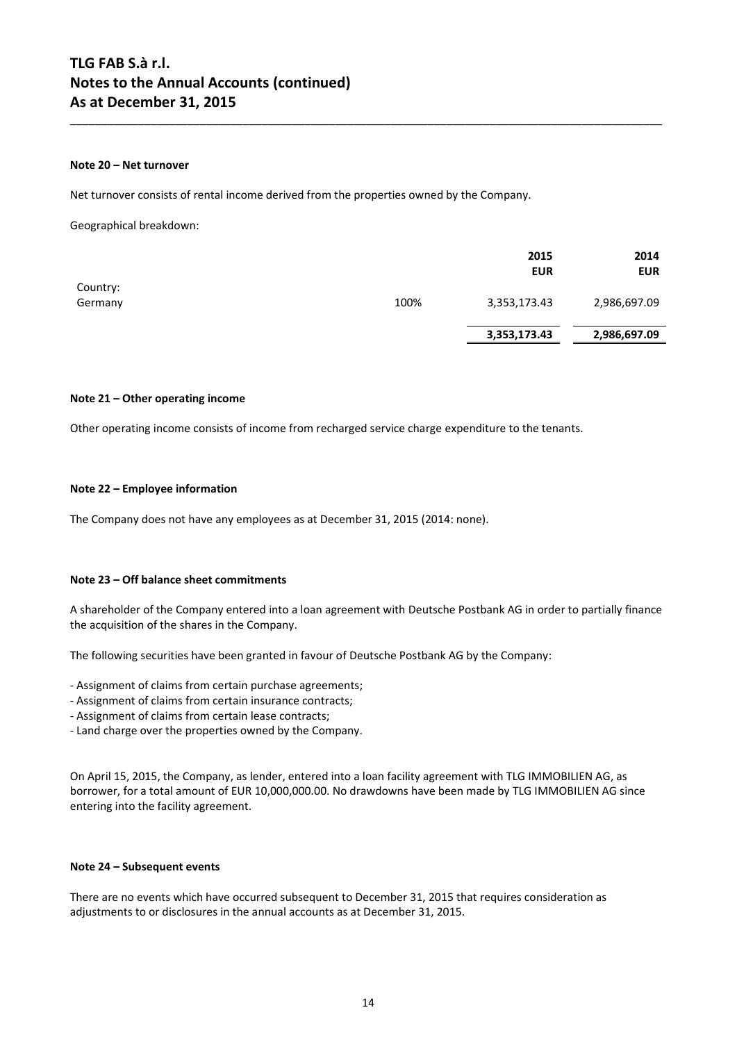# TLG FAB S.à r.l.
# Notes to the Annual Accounts (continued)
# As at December 31, 2015

**Note 20 – Net turnover**

Net turnover consists of rental income derived from the properties owned by the Company.

Geographical breakdown:

| | | 2015 EUR | 2014 EUR |
|---|---|---|---|
| Country: | | | |
| Germany | 100% | 3,353,173.43 | 2,986,697.09 |
| | | **3,353,173.43** | **2,986,697.09** |

**Note 21 – Other operating income**

Other operating income consists of income from recharged service charge expenditure to the tenants.

**Note 22 – Employee information**

The Company does not have any employees as at December 31, 2015 (2014: none).

**Note 23 – Off balance sheet commitments**

A shareholder of the Company entered into a loan agreement with Deutsche Postbank AG in order to partially finance the acquisition of the shares in the Company.

The following securities have been granted in favour of Deutsche Postbank AG by the Company:

- Assignment of claims from certain purchase agreements;
- Assignment of claims from certain insurance contracts;
- Assignment of claims from certain lease contracts;
- Land charge over the properties owned by the Company.

On April 15, 2015, the Company, as lender, entered into a loan facility agreement with TLG IMMOBILIEN AG, as borrower, for a total amount of EUR 10,000,000.00. No drawdowns have been made by TLG IMMOBILIEN AG since entering into the facility agreement.

**Note 24 – Subsequent events**

There are no events which have occurred subsequent to December 31, 2015 that requires consideration as adjustments to or disclosures in the annual accounts as at December 31, 2015.